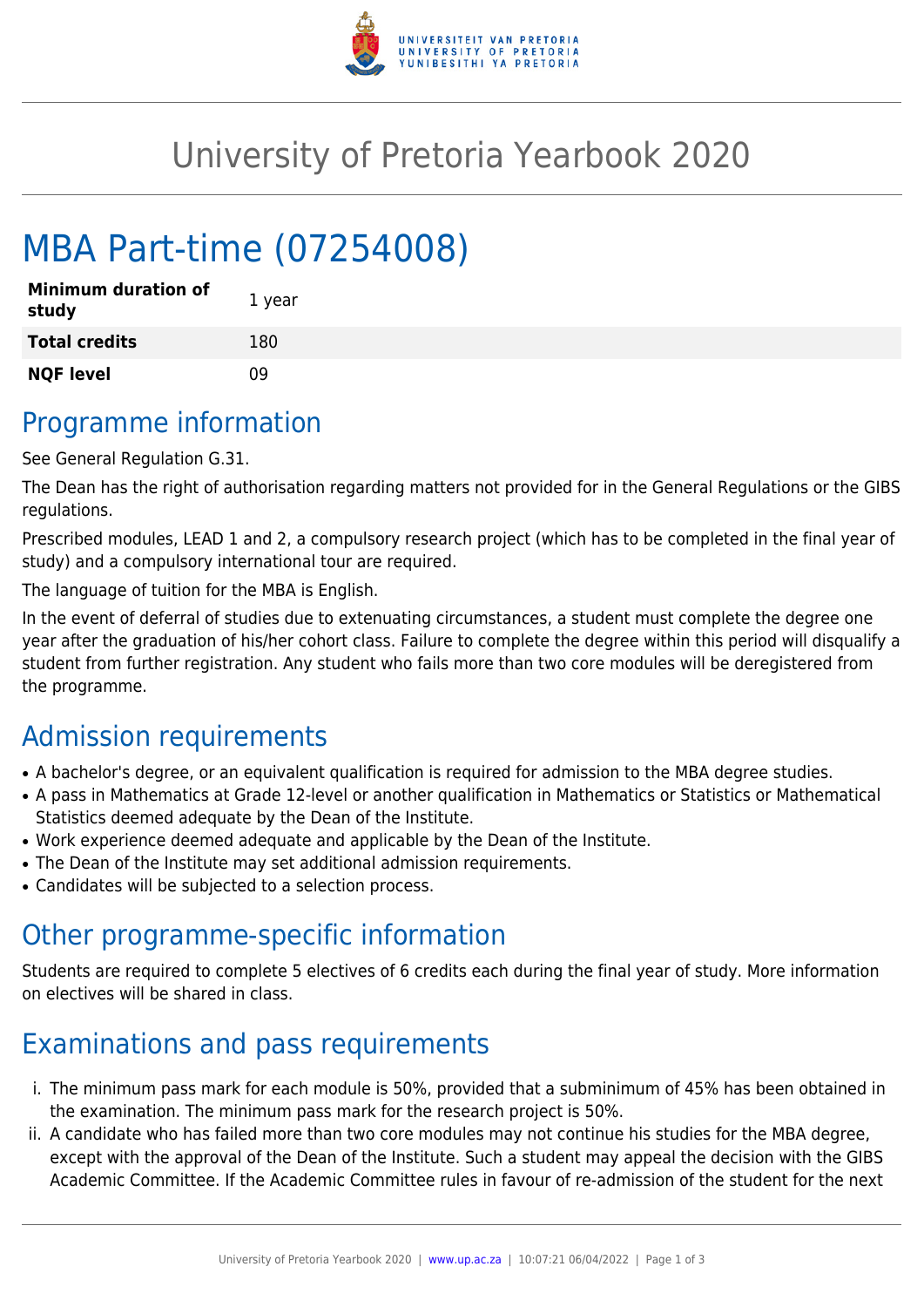# University of Pretoria Yearbook 2020

# MBA Part-time (07254008)

| **Minimum duration of study** | 1 year |
|---|---|
| **Total credits** | 180 |
| **NQF level** | 09 |

## Programme information

See General Regulation G.31.

The Dean has the right of authorisation regarding matters not provided for in the General Regulations or the GIBS regulations.

Prescribed modules, LEAD 1 and 2, a compulsory research project (which has to be completed in the final year of study) and a compulsory international tour are required.

The language of tuition for the MBA is English.

In the event of deferral of studies due to extenuating circumstances, a student must complete the degree one year after the graduation of his/her cohort class. Failure to complete the degree within this period will disqualify a student from further registration. Any student who fails more than two core modules will be deregistered from the programme.

## Admission requirements

- A bachelor's degree, or an equivalent qualification is required for admission to the MBA degree studies.
- A pass in Mathematics at Grade 12-level or another qualification in Mathematics or Statistics or Mathematical Statistics deemed adequate by the Dean of the Institute.
- Work experience deemed adequate and applicable by the Dean of the Institute.
- The Dean of the Institute may set additional admission requirements.
- Candidates will be subjected to a selection process.

## Other programme-specific information

Students are required to complete 5 electives of 6 credits each during the final year of study. More information on electives will be shared in class.

## Examinations and pass requirements

i. The minimum pass mark for each module is 50%, provided that a subminimum of 45% has been obtained in the examination. The minimum pass mark for the research project is 50%.
ii. A candidate who has failed more than two core modules may not continue his studies for the MBA degree, except with the approval of the Dean of the Institute. Such a student may appeal the decision with the GIBS Academic Committee. If the Academic Committee rules in favour of re-admission of the student for the next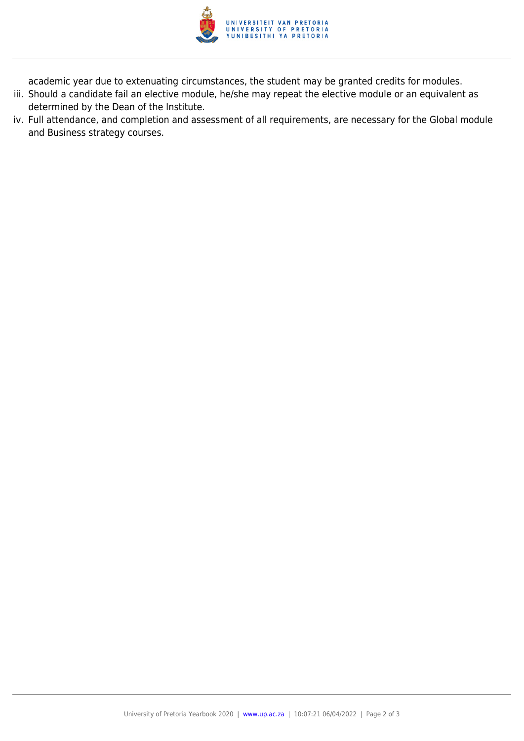academic year due to extenuating circumstances, the student may be granted credits for modules.

iii. Should a candidate fail an elective module, he/she may repeat the elective module or an equivalent as determined by the Dean of the Institute.

iv. Full attendance, and completion and assessment of all requirements, are necessary for the Global module and Business strategy courses.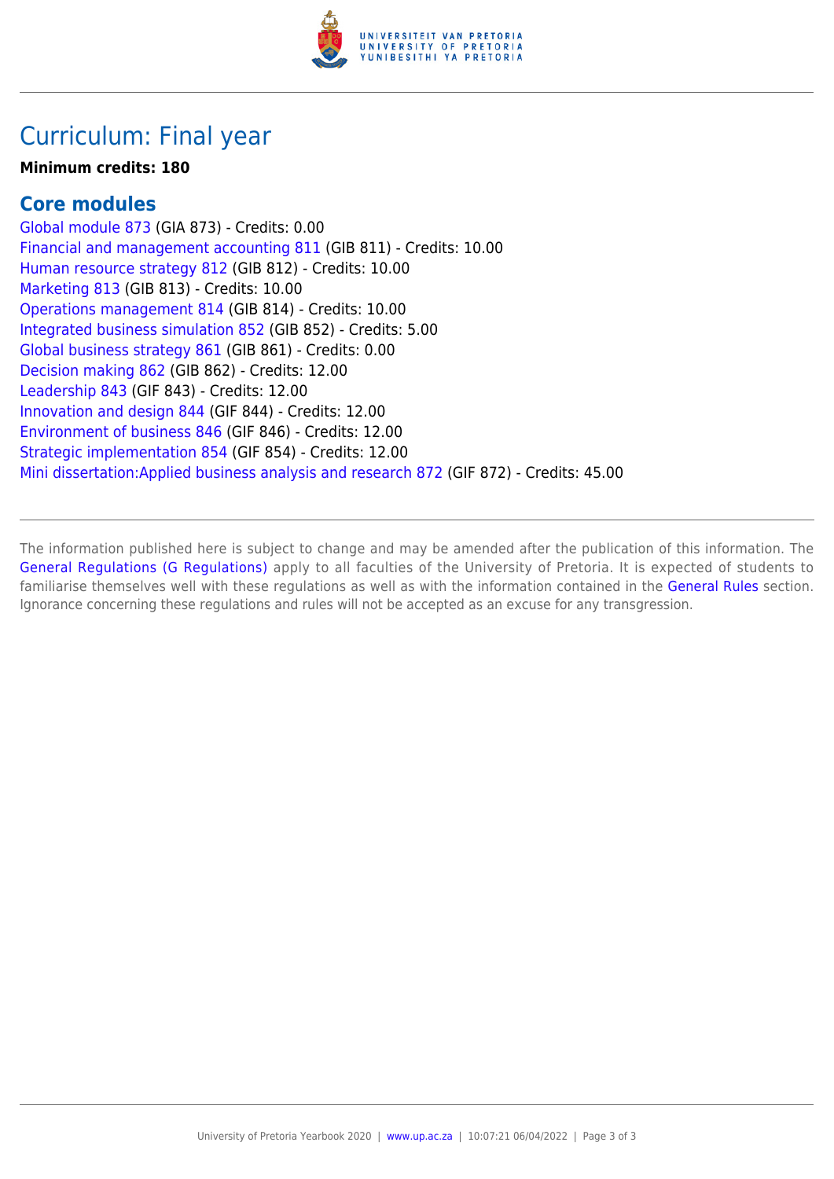## Curriculum: Final year

**Minimum credits: 180**

### Core modules

Global module 873 (GIA 873) - Credits: 0.00
Financial and management accounting 811 (GIB 811) - Credits: 10.00
Human resource strategy 812 (GIB 812) - Credits: 10.00
Marketing 813 (GIB 813) - Credits: 10.00
Operations management 814 (GIB 814) - Credits: 10.00
Integrated business simulation 852 (GIB 852) - Credits: 5.00
Global business strategy 861 (GIB 861) - Credits: 0.00
Decision making 862 (GIB 862) - Credits: 12.00
Leadership 843 (GIF 843) - Credits: 12.00
Innovation and design 844 (GIF 844) - Credits: 12.00
Environment of business 846 (GIF 846) - Credits: 12.00
Strategic implementation 854 (GIF 854) - Credits: 12.00
Mini dissertation:Applied business analysis and research 872 (GIF 872) - Credits: 45.00

The information published here is subject to change and may be amended after the publication of this information. The General Regulations (G Regulations) apply to all faculties of the University of Pretoria. It is expected of students to familiarise themselves well with these regulations as well as with the information contained in the General Rules section. Ignorance concerning these regulations and rules will not be accepted as an excuse for any transgression.